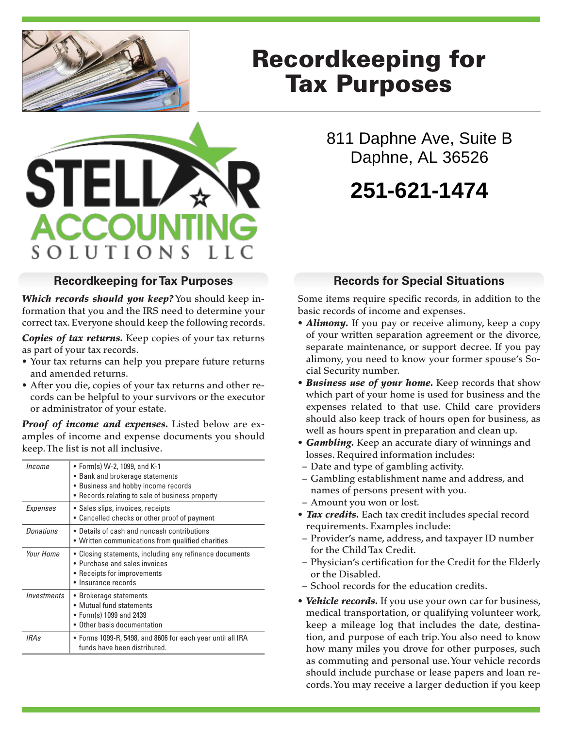# Recordkeeping for Tax Purposes

STELLAR ACCOUNTING SOLUTIONS LLC

811 Daphne Ave, Suite B
Daphne, AL 36526

**251-621-1474**

## Recordkeeping for Tax Purposes

***Which records should you keep?*** You should keep information that you and the IRS need to determine your correct tax. Everyone should keep the following records.

***Copies of tax returns.*** Keep copies of your tax returns as part of your tax records.

- Your tax returns can help you prepare future returns and amended returns.
- After you die, copies of your tax returns and other records can be helpful to your survivors or the executor or administrator of your estate.

***Proof of income and expenses.*** Listed below are examples of income and expense documents you should keep. The list is not all inclusive.

| | |
|---|---|
| *Income* | • Form(s) W-2, 1099, and K-1<br>• Bank and brokerage statements<br>• Business and hobby income records<br>• Records relating to sale of business property |
| *Expenses* | • Sales slips, invoices, receipts<br>• Cancelled checks or other proof of payment |
| *Donations* | • Details of cash and noncash contributions<br>• Written communications from qualified charities |
| *Your Home* | • Closing statements, including any refinance documents<br>• Purchase and sales invoices<br>• Receipts for improvements<br>• Insurance records |
| *Investments* | • Brokerage statements<br>• Mutual fund statements<br>• Form(s) 1099 and 2439<br>• Other basis documentation |
| *IRAs* | • Forms 1099-R, 5498, and 8606 for each year until all IRA funds have been distributed. |

## Records for Special Situations

Some items require specific records, in addition to the basic records of income and expenses.

- ***Alimony.*** If you pay or receive alimony, keep a copy of your written separation agreement or the divorce, separate maintenance, or support decree. If you pay alimony, you need to know your former spouse's Social Security number.
- ***Business use of your home.*** Keep records that show which part of your home is used for business and the expenses related to that use. Child care providers should also keep track of hours open for business, as well as hours spent in preparation and clean up.
- ***Gambling.*** Keep an accurate diary of winnings and losses. Required information includes:
  - Date and type of gambling activity.
  - Gambling establishment name and address, and names of persons present with you.
  - Amount you won or lost.
- ***Tax credits.*** Each tax credit includes special record requirements. Examples include:
  - Provider's name, address, and taxpayer ID number for the Child Tax Credit.
  - Physician's certification for the Credit for the Elderly or the Disabled.
  - School records for the education credits.
- ***Vehicle records.*** If you use your own car for business, medical transportation, or qualifying volunteer work, keep a mileage log that includes the date, destination, and purpose of each trip. You also need to know how many miles you drove for other purposes, such as commuting and personal use. Your vehicle records should include purchase or lease papers and loan records. You may receive a larger deduction if you keep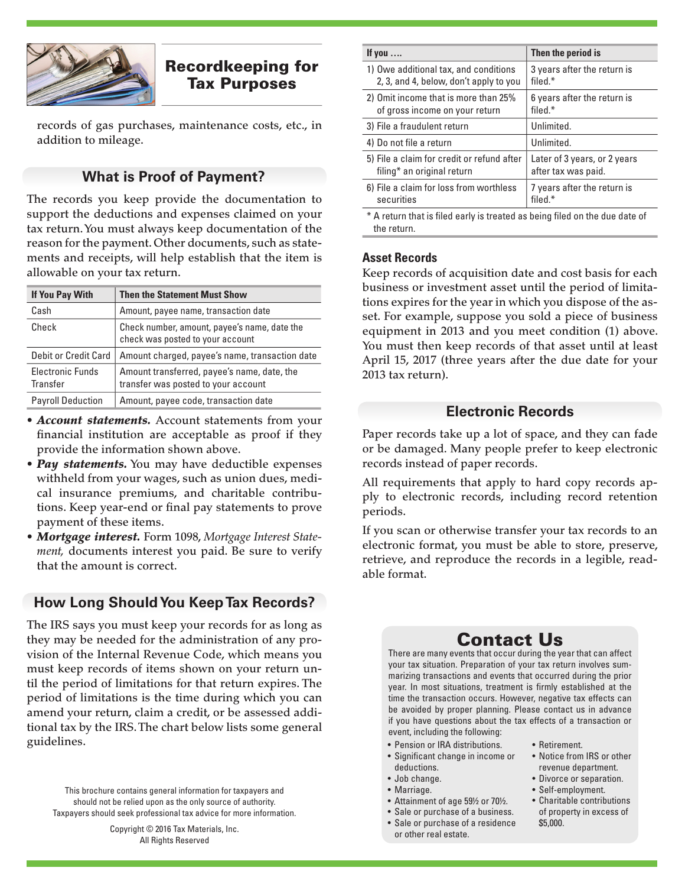# Recordkeeping for Tax Purposes

records of gas purchases, maintenance costs, etc., in addition to mileage.

## What is Proof of Payment?

The records you keep provide the documentation to support the deductions and expenses claimed on your tax return. You must always keep documentation of the reason for the payment. Other documents, such as statements and receipts, will help establish that the item is allowable on your tax return.

| If You Pay With | Then the Statement Must Show |
|---|---|
| Cash | Amount, payee name, transaction date |
| Check | Check number, amount, payee's name, date the check was posted to your account |
| Debit or Credit Card | Amount charged, payee's name, transaction date |
| Electronic Funds Transfer | Amount transferred, payee's name, date, the transfer was posted to your account |
| Payroll Deduction | Amount, payee code, transaction date |

- ***Account statements.*** Account statements from your financial institution are acceptable as proof if they provide the information shown above.
- ***Pay statements.*** You may have deductible expenses withheld from your wages, such as union dues, medical insurance premiums, and charitable contributions. Keep year-end or final pay statements to prove payment of these items.
- ***Mortgage interest.*** Form 1098, *Mortgage Interest Statement,* documents interest you paid. Be sure to verify that the amount is correct.

## How Long Should You Keep Tax Records?

The IRS says you must keep your records for as long as they may be needed for the administration of any provision of the Internal Revenue Code, which means you must keep records of items shown on your return until the period of limitations for that return expires. The period of limitations is the time during which you can amend your return, claim a credit, or be assessed additional tax by the IRS. The chart below lists some general guidelines.

This brochure contains general information for taxpayers and should not be relied upon as the only source of authority. Taxpayers should seek professional tax advice for more information.

Copyright © 2016 Tax Materials, Inc.
All Rights Reserved

| If you …. | Then the period is |
|---|---|
| 1) Owe additional tax, and conditions 2, 3, and 4, below, don't apply to you | 3 years after the return is filed.* |
| 2) Omit income that is more than 25% of gross income on your return | 6 years after the return is filed.* |
| 3) File a fraudulent return | Unlimited. |
| 4) Do not file a return | Unlimited. |
| 5) File a claim for credit or refund after filing* an original return | Later of 3 years, or 2 years after tax was paid. |
| 6) File a claim for loss from worthless securities | 7 years after the return is filed.* |

\* A return that is filed early is treated as being filed on the due date of the return.

### Asset Records

Keep records of acquisition date and cost basis for each business or investment asset until the period of limitations expires for the year in which you dispose of the asset. For example, suppose you sold a piece of business equipment in 2013 and you meet condition (1) above. You must then keep records of that asset until at least April 15, 2017 (three years after the due date for your 2013 tax return).

## Electronic Records

Paper records take up a lot of space, and they can fade or be damaged. Many people prefer to keep electronic records instead of paper records.

All requirements that apply to hard copy records apply to electronic records, including record retention periods.

If you scan or otherwise transfer your tax records to an electronic format, you must be able to store, preserve, retrieve, and reproduce the records in a legible, readable format.

## Contact Us

There are many events that occur during the year that can affect your tax situation. Preparation of your tax return involves summarizing transactions and events that occurred during the prior year. In most situations, treatment is firmly established at the time the transaction occurs. However, negative tax effects can be avoided by proper planning. Please contact us in advance if you have questions about the tax effects of a transaction or event, including the following:

- Pension or IRA distributions.
- Significant change in income or deductions.
- Job change.
- Marriage.
- Attainment of age 59½ or 70½.
- Sale or purchase of a business.
- Sale or purchase of a residence or other real estate.
- Retirement.
- Notice from IRS or other revenue department.
- Divorce or separation.
- Self-employment.
- Charitable contributions of property in excess of $5,000.